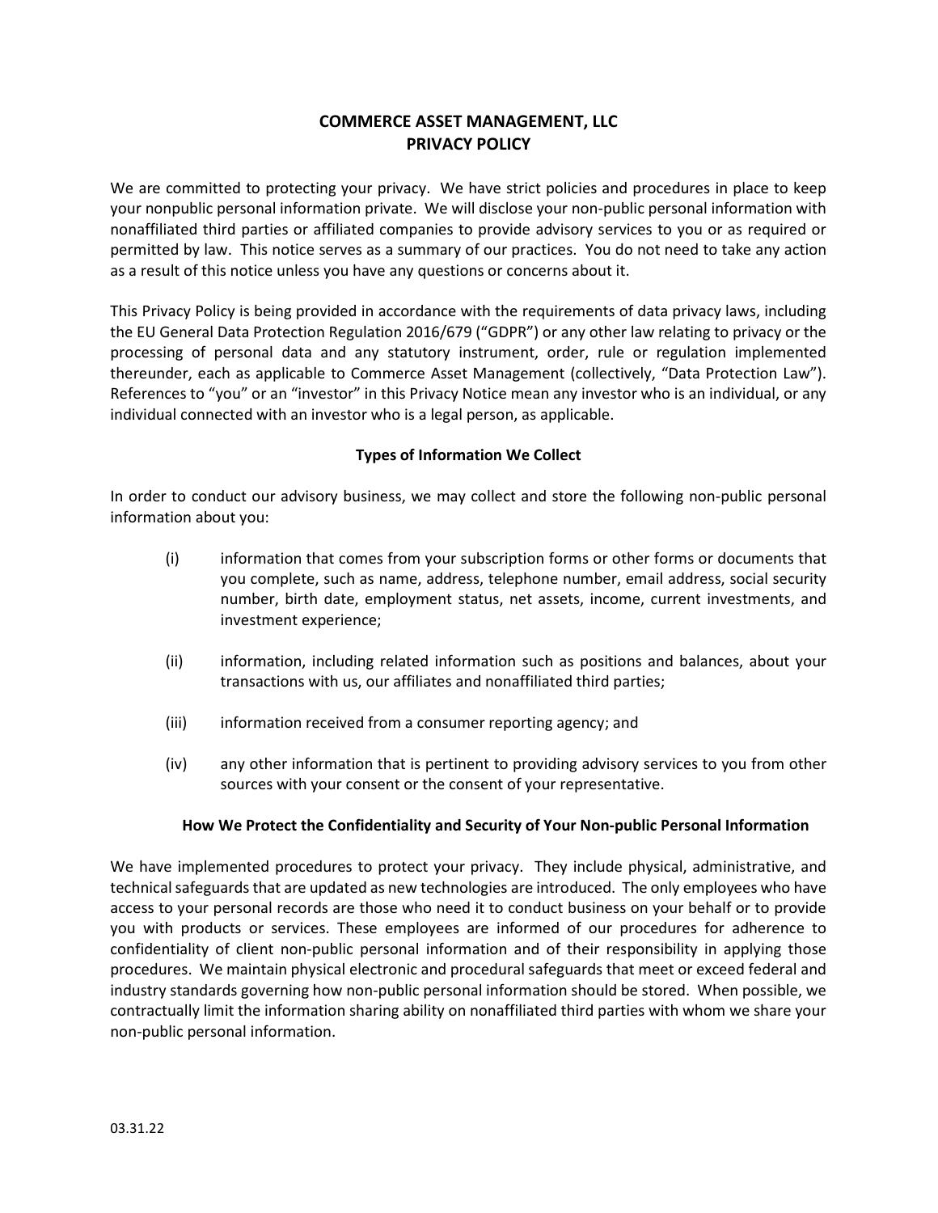# COMMERCE ASSET MANAGEMENT, LLC
# PRIVACY POLICY

We are committed to protecting your privacy. We have strict policies and procedures in place to keep your nonpublic personal information private. We will disclose your non-public personal information with nonaffiliated third parties or affiliated companies to provide advisory services to you or as required or permitted by law. This notice serves as a summary of our practices. You do not need to take any action as a result of this notice unless you have any questions or concerns about it.

This Privacy Policy is being provided in accordance with the requirements of data privacy laws, including the EU General Data Protection Regulation 2016/679 ("GDPR") or any other law relating to privacy or the processing of personal data and any statutory instrument, order, rule or regulation implemented thereunder, each as applicable to Commerce Asset Management (collectively, "Data Protection Law"). References to "you" or an "investor" in this Privacy Notice mean any investor who is an individual, or any individual connected with an investor who is a legal person, as applicable.

## Types of Information We Collect

In order to conduct our advisory business, we may collect and store the following non-public personal information about you:

(i) information that comes from your subscription forms or other forms or documents that you complete, such as name, address, telephone number, email address, social security number, birth date, employment status, net assets, income, current investments, and investment experience;

(ii) information, including related information such as positions and balances, about your transactions with us, our affiliates and nonaffiliated third parties;

(iii) information received from a consumer reporting agency; and

(iv) any other information that is pertinent to providing advisory services to you from other sources with your consent or the consent of your representative.

## How We Protect the Confidentiality and Security of Your Non-public Personal Information

We have implemented procedures to protect your privacy. They include physical, administrative, and technical safeguards that are updated as new technologies are introduced. The only employees who have access to your personal records are those who need it to conduct business on your behalf or to provide you with products or services. These employees are informed of our procedures for adherence to confidentiality of client non-public personal information and of their responsibility in applying those procedures. We maintain physical electronic and procedural safeguards that meet or exceed federal and industry standards governing how non-public personal information should be stored. When possible, we contractually limit the information sharing ability on nonaffiliated third parties with whom we share your non-public personal information.

03.31.22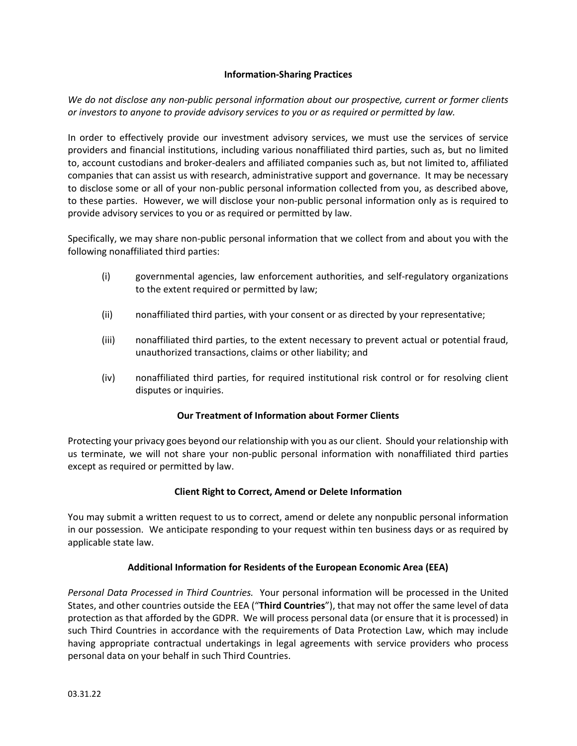## Information-Sharing Practices

*We do not disclose any non-public personal information about our prospective, current or former clients or investors to anyone to provide advisory services to you or as required or permitted by law.*

In order to effectively provide our investment advisory services, we must use the services of service providers and financial institutions, including various nonaffiliated third parties, such as, but no limited to, account custodians and broker-dealers and affiliated companies such as, but not limited to, affiliated companies that can assist us with research, administrative support and governance. It may be necessary to disclose some or all of your non-public personal information collected from you, as described above, to these parties. However, we will disclose your non-public personal information only as is required to provide advisory services to you or as required or permitted by law.

Specifically, we may share non-public personal information that we collect from and about you with the following nonaffiliated third parties:

(i) governmental agencies, law enforcement authorities, and self-regulatory organizations to the extent required or permitted by law;

(ii) nonaffiliated third parties, with your consent or as directed by your representative;

(iii) nonaffiliated third parties, to the extent necessary to prevent actual or potential fraud, unauthorized transactions, claims or other liability; and

(iv) nonaffiliated third parties, for required institutional risk control or for resolving client disputes or inquiries.

## Our Treatment of Information about Former Clients

Protecting your privacy goes beyond our relationship with you as our client. Should your relationship with us terminate, we will not share your non-public personal information with nonaffiliated third parties except as required or permitted by law.

## Client Right to Correct, Amend or Delete Information

You may submit a written request to us to correct, amend or delete any nonpublic personal information in our possession. We anticipate responding to your request within ten business days or as required by applicable state law.

## Additional Information for Residents of the European Economic Area (EEA)

*Personal Data Processed in Third Countries.* Your personal information will be processed in the United States, and other countries outside the EEA ("**Third Countries**"), that may not offer the same level of data protection as that afforded by the GDPR. We will process personal data (or ensure that it is processed) in such Third Countries in accordance with the requirements of Data Protection Law, which may include having appropriate contractual undertakings in legal agreements with service providers who process personal data on your behalf in such Third Countries.

03.31.22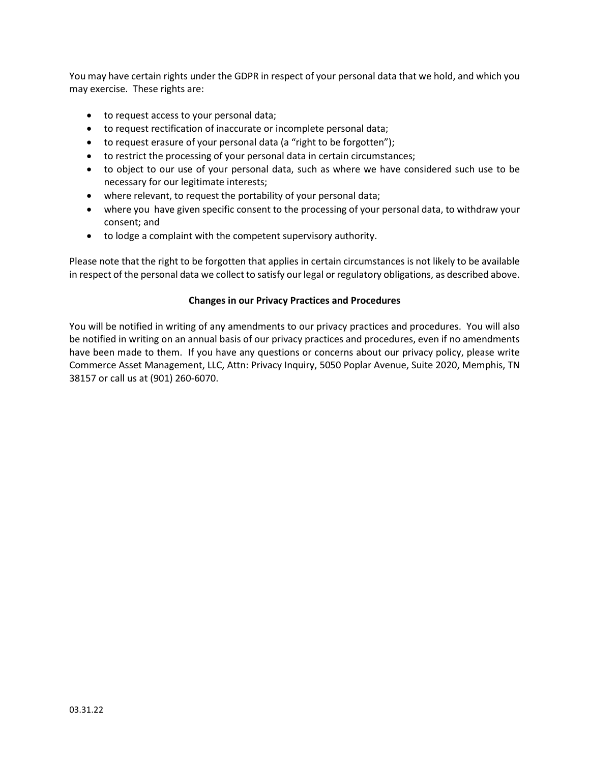You may have certain rights under the GDPR in respect of your personal data that we hold, and which you may exercise. These rights are:

- to request access to your personal data;
- to request rectification of inaccurate or incomplete personal data;
- to request erasure of your personal data (a "right to be forgotten");
- to restrict the processing of your personal data in certain circumstances;
- to object to our use of your personal data, such as where we have considered such use to be necessary for our legitimate interests;
- where relevant, to request the portability of your personal data;
- where you have given specific consent to the processing of your personal data, to withdraw your consent; and
- to lodge a complaint with the competent supervisory authority.

Please note that the right to be forgotten that applies in certain circumstances is not likely to be available in respect of the personal data we collect to satisfy our legal or regulatory obligations, as described above.

**Changes in our Privacy Practices and Procedures**

You will be notified in writing of any amendments to our privacy practices and procedures. You will also be notified in writing on an annual basis of our privacy practices and procedures, even if no amendments have been made to them. If you have any questions or concerns about our privacy policy, please write Commerce Asset Management, LLC, Attn: Privacy Inquiry, 5050 Poplar Avenue, Suite 2020, Memphis, TN 38157 or call us at (901) 260-6070.

03.31.22